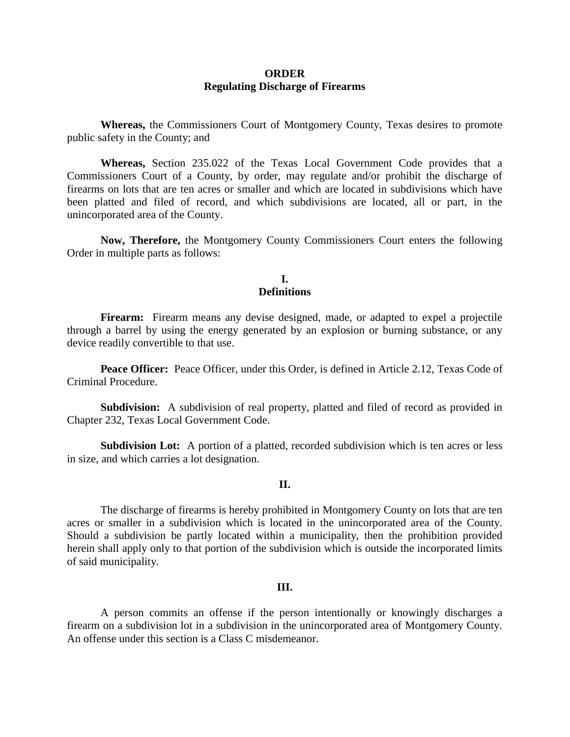# ORDER
## Regulating Discharge of Firearms

**Whereas,** the Commissioners Court of Montgomery County, Texas desires to promote public safety in the County; and

**Whereas,** Section 235.022 of the Texas Local Government Code provides that a Commissioners Court of a County, by order, may regulate and/or prohibit the discharge of firearms on lots that are ten acres or smaller and which are located in subdivisions which have been platted and filed of record, and which subdivisions are located, all or part, in the unincorporated area of the County.

**Now, Therefore,** the Montgomery County Commissioners Court enters the following Order in multiple parts as follows:

## I.
## Definitions

**Firearm:** Firearm means any devise designed, made, or adapted to expel a projectile through a barrel by using the energy generated by an explosion or burning substance, or any device readily convertible to that use.

**Peace Officer:** Peace Officer, under this Order, is defined in Article 2.12, Texas Code of Criminal Procedure.

**Subdivision:** A subdivision of real property, platted and filed of record as provided in Chapter 232, Texas Local Government Code.

**Subdivision Lot:** A portion of a platted, recorded subdivision which is ten acres or less in size, and which carries a lot designation.

## II.

The discharge of firearms is hereby prohibited in Montgomery County on lots that are ten acres or smaller in a subdivision which is located in the unincorporated area of the County. Should a subdivision be partly located within a municipality, then the prohibition provided herein shall apply only to that portion of the subdivision which is outside the incorporated limits of said municipality.

## III.

A person commits an offense if the person intentionally or knowingly discharges a firearm on a subdivision lot in a subdivision in the unincorporated area of Montgomery County. An offense under this section is a Class C misdemeanor.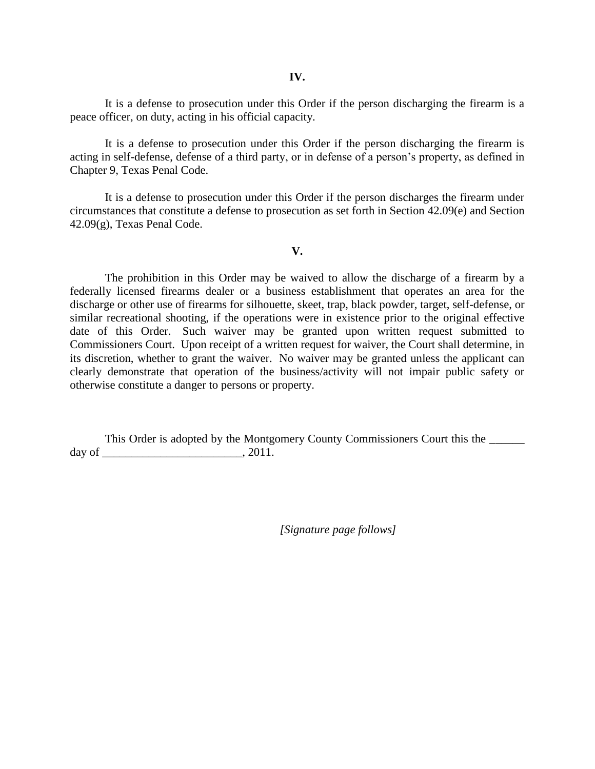## IV.

It is a defense to prosecution under this Order if the person discharging the firearm is a peace officer, on duty, acting in his official capacity.

It is a defense to prosecution under this Order if the person discharging the firearm is acting in self-defense, defense of a third party, or in defense of a person's property, as defined in Chapter 9, Texas Penal Code.

It is a defense to prosecution under this Order if the person discharges the firearm under circumstances that constitute a defense to prosecution as set forth in Section 42.09(e) and Section 42.09(g), Texas Penal Code.

## V.

The prohibition in this Order may be waived to allow the discharge of a firearm by a federally licensed firearms dealer or a business establishment that operates an area for the discharge or other use of firearms for silhouette, skeet, trap, black powder, target, self-defense, or similar recreational shooting, if the operations were in existence prior to the original effective date of this Order. Such waiver may be granted upon written request submitted to Commissioners Court. Upon receipt of a written request for waiver, the Court shall determine, in its discretion, whether to grant the waiver. No waiver may be granted unless the applicant can clearly demonstrate that operation of the business/activity will not impair public safety or otherwise constitute a danger to persons or property.

This Order is adopted by the Montgomery County Commissioners Court this the ______ day of ________________________, 2011.

*[Signature page follows]*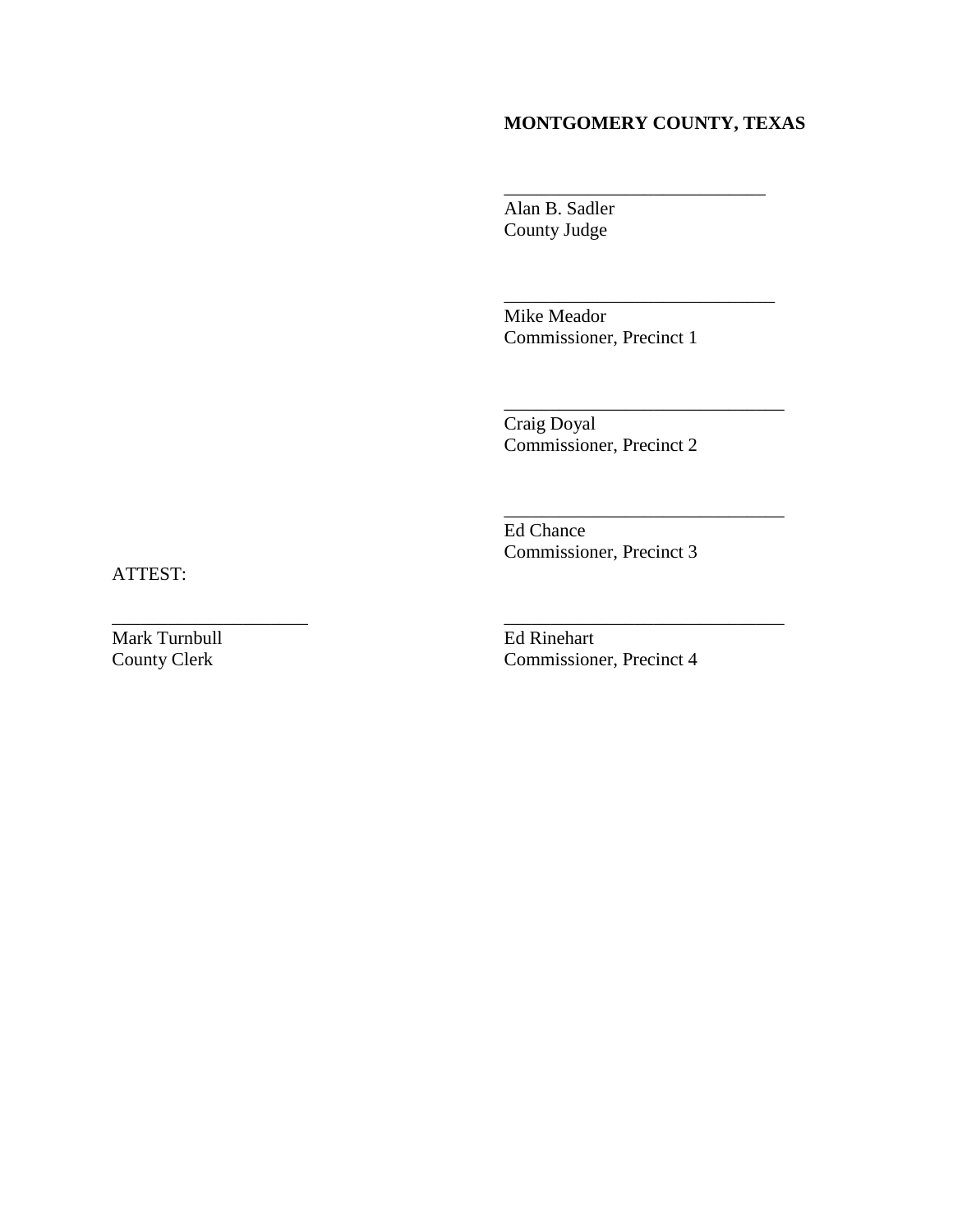**MONTGOMERY COUNTY, TEXAS**

____________________________
Alan B. Sadler
County Judge

_____________________________
Mike Meador
Commissioner, Precinct 1

______________________________
Craig Doyal
Commissioner, Precinct 2

______________________________
Ed Chance
Commissioner, Precinct 3

______________________________
Ed Rinehart
Commissioner, Precinct 4

ATTEST:

_____________________
Mark Turnbull
County Clerk